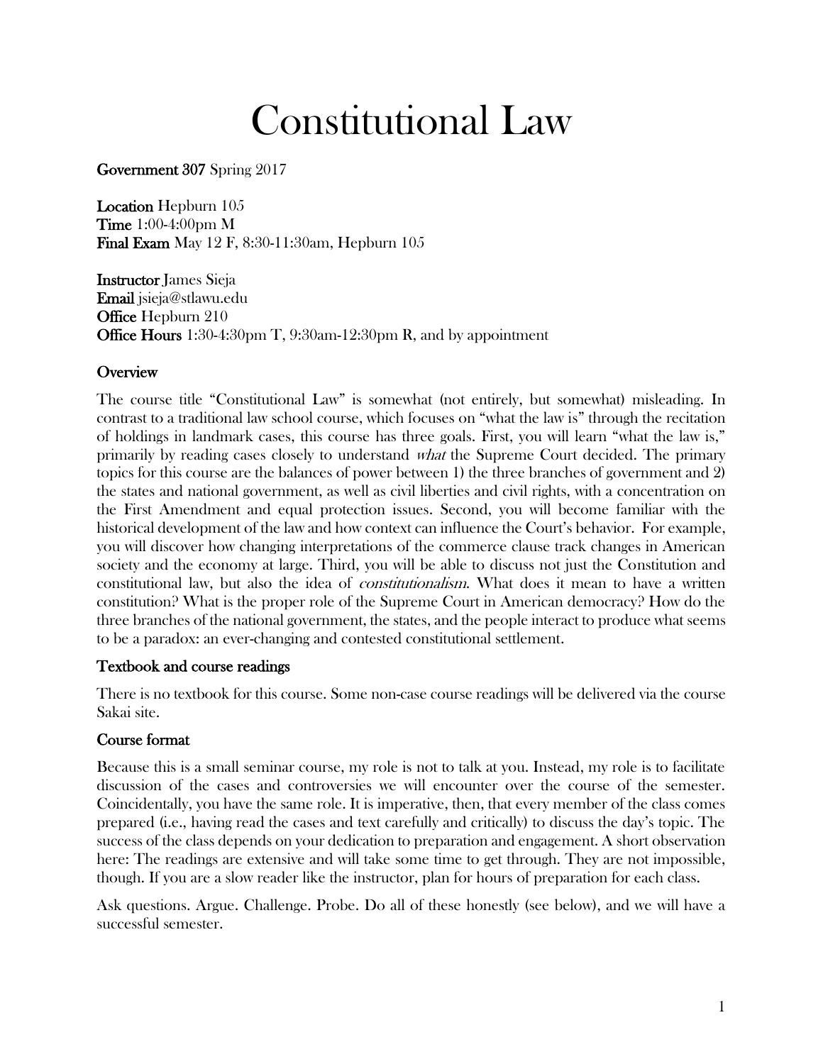# Constitutional Law

**Government 307** Spring 2017

**Location** Hepburn 105
**Time** 1:00-4:00pm M
**Final Exam** May 12 F, 8:30-11:30am, Hepburn 105

**Instructor** James Sieja
**Email** jsieja@stlawu.edu
**Office** Hepburn 210
**Office Hours** 1:30-4:30pm T, 9:30am-12:30pm R, and by appointment

## Overview

The course title "Constitutional Law" is somewhat (not entirely, but somewhat) misleading. In contrast to a traditional law school course, which focuses on "what the law is" through the recitation of holdings in landmark cases, this course has three goals. First, you will learn "what the law is," primarily by reading cases closely to understand *what* the Supreme Court decided. The primary topics for this course are the balances of power between 1) the three branches of government and 2) the states and national government, as well as civil liberties and civil rights, with a concentration on the First Amendment and equal protection issues. Second, you will become familiar with the historical development of the law and how context can influence the Court's behavior. For example, you will discover how changing interpretations of the commerce clause track changes in American society and the economy at large. Third, you will be able to discuss not just the Constitution and constitutional law, but also the idea of *constitutionalism*. What does it mean to have a written constitution? What is the proper role of the Supreme Court in American democracy? How do the three branches of the national government, the states, and the people interact to produce what seems to be a paradox: an ever-changing and contested constitutional settlement.

## Textbook and course readings

There is no textbook for this course. Some non-case course readings will be delivered via the course Sakai site.

## Course format

Because this is a small seminar course, my role is not to talk at you. Instead, my role is to facilitate discussion of the cases and controversies we will encounter over the course of the semester. Coincidentally, you have the same role. It is imperative, then, that every member of the class comes prepared (i.e., having read the cases and text carefully and critically) to discuss the day's topic. The success of the class depends on your dedication to preparation and engagement. A short observation here: The readings are extensive and will take some time to get through. They are not impossible, though. If you are a slow reader like the instructor, plan for hours of preparation for each class.

Ask questions. Argue. Challenge. Probe. Do all of these honestly (see below), and we will have a successful semester.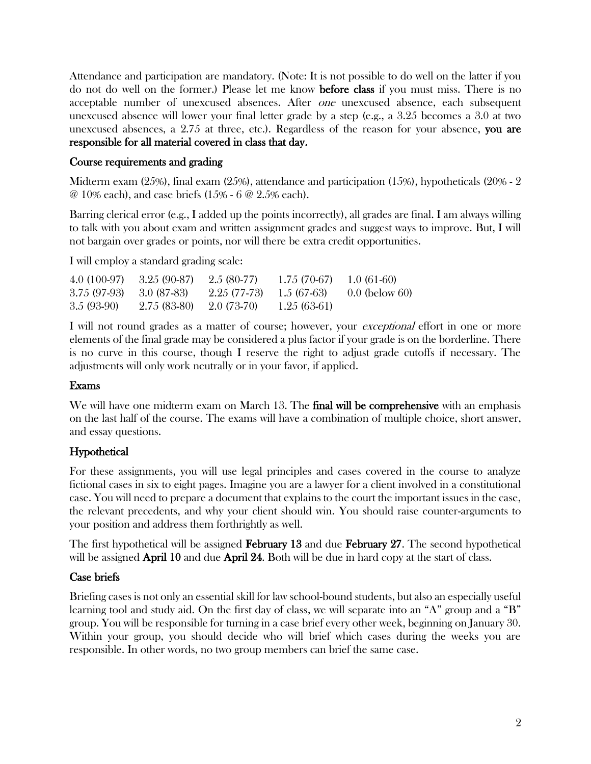Attendance and participation are mandatory. (Note: It is not possible to do well on the latter if you do not do well on the former.) Please let me know **before class** if you must miss. There is no acceptable number of unexcused absences. After *one* unexcused absence, each subsequent unexcused absence will lower your final letter grade by a step (e.g., a 3.25 becomes a 3.0 at two unexcused absences, a 2.75 at three, etc.). Regardless of the reason for your absence, **you are responsible for all material covered in class that day.**

## Course requirements and grading

Midterm exam (25%), final exam (25%), attendance and participation (15%), hypotheticals (20% - 2 @ 10% each), and case briefs (15% - 6 @ 2.5% each).

Barring clerical error (e.g., I added up the points incorrectly), all grades are final. I am always willing to talk with you about exam and written assignment grades and suggest ways to improve. But, I will not bargain over grades or points, nor will there be extra credit opportunities.

I will employ a standard grading scale:

| | | | | |
|---|---|---|---|---|
| 4.0 (100-97) | 3.25 (90-87) | 2.5 (80-77) | 1.75 (70-67) | 1.0 (61-60) |
| 3.75 (97-93) | 3.0 (87-83) | 2.25 (77-73) | 1.5 (67-63) | 0.0 (below 60) |
| 3.5 (93-90) | 2.75 (83-80) | 2.0 (73-70) | 1.25 (63-61) | |

I will not round grades as a matter of course; however, your *exceptional* effort in one or more elements of the final grade may be considered a plus factor if your grade is on the borderline. There is no curve in this course, though I reserve the right to adjust grade cutoffs if necessary. The adjustments will only work neutrally or in your favor, if applied.

## Exams

We will have one midterm exam on March 13. The **final will be comprehensive** with an emphasis on the last half of the course. The exams will have a combination of multiple choice, short answer, and essay questions.

## Hypothetical

For these assignments, you will use legal principles and cases covered in the course to analyze fictional cases in six to eight pages. Imagine you are a lawyer for a client involved in a constitutional case. You will need to prepare a document that explains to the court the important issues in the case, the relevant precedents, and why your client should win. You should raise counter-arguments to your position and address them forthrightly as well.

The first hypothetical will be assigned **February 13** and due **February 27**. The second hypothetical will be assigned **April 10** and due **April 24**. Both will be due in hard copy at the start of class.

## Case briefs

Briefing cases is not only an essential skill for law school-bound students, but also an especially useful learning tool and study aid. On the first day of class, we will separate into an "A" group and a "B" group. You will be responsible for turning in a case brief every other week, beginning on January 30. Within your group, you should decide who will brief which cases during the weeks you are responsible. In other words, no two group members can brief the same case.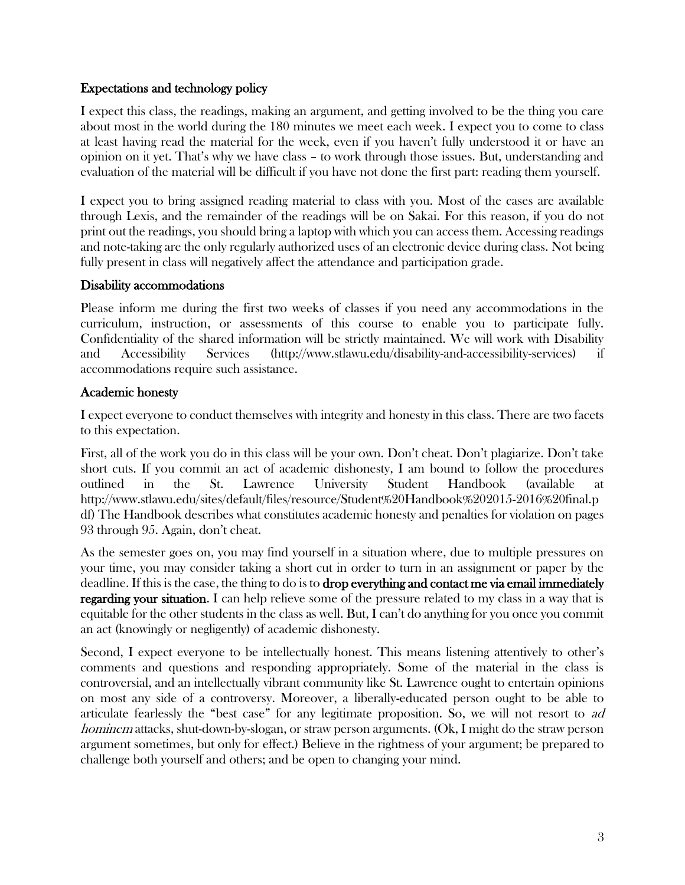### Expectations and technology policy

I expect this class, the readings, making an argument, and getting involved to be the thing you care about most in the world during the 180 minutes we meet each week. I expect you to come to class at least having read the material for the week, even if you haven't fully understood it or have an opinion on it yet. That's why we have class – to work through those issues. But, understanding and evaluation of the material will be difficult if you have not done the first part: reading them yourself.

I expect you to bring assigned reading material to class with you. Most of the cases are available through Lexis, and the remainder of the readings will be on Sakai. For this reason, if you do not print out the readings, you should bring a laptop with which you can access them. Accessing readings and note-taking are the only regularly authorized uses of an electronic device during class. Not being fully present in class will negatively affect the attendance and participation grade.

### Disability accommodations

Please inform me during the first two weeks of classes if you need any accommodations in the curriculum, instruction, or assessments of this course to enable you to participate fully. Confidentiality of the shared information will be strictly maintained. We will work with Disability and Accessibility Services (http://www.stlawu.edu/disability-and-accessibility-services) if accommodations require such assistance.

### Academic honesty

I expect everyone to conduct themselves with integrity and honesty in this class. There are two facets to this expectation.

First, all of the work you do in this class will be your own. Don't cheat. Don't plagiarize. Don't take short cuts. If you commit an act of academic dishonesty, I am bound to follow the procedures outlined in the St. Lawrence University Student Handbook (available at http://www.stlawu.edu/sites/default/files/resource/Student%20Handbook%202015-2016%20final.pdf) The Handbook describes what constitutes academic honesty and penalties for violation on pages 93 through 95. Again, don't cheat.

As the semester goes on, you may find yourself in a situation where, due to multiple pressures on your time, you may consider taking a short cut in order to turn in an assignment or paper by the deadline. If this is the case, the thing to do is to **drop everything and contact me via email immediately regarding your situation**. I can help relieve some of the pressure related to my class in a way that is equitable for the other students in the class as well. But, I can't do anything for you once you commit an act (knowingly or negligently) of academic dishonesty.

Second, I expect everyone to be intellectually honest. This means listening attentively to other's comments and questions and responding appropriately. Some of the material in the class is controversial, and an intellectually vibrant community like St. Lawrence ought to entertain opinions on most any side of a controversy. Moreover, a liberally-educated person ought to be able to articulate fearlessly the "best case" for any legitimate proposition. So, we will not resort to *ad hominem* attacks, shut-down-by-slogan, or straw person arguments. (Ok, I might do the straw person argument sometimes, but only for effect.) Believe in the rightness of your argument; be prepared to challenge both yourself and others; and be open to changing your mind.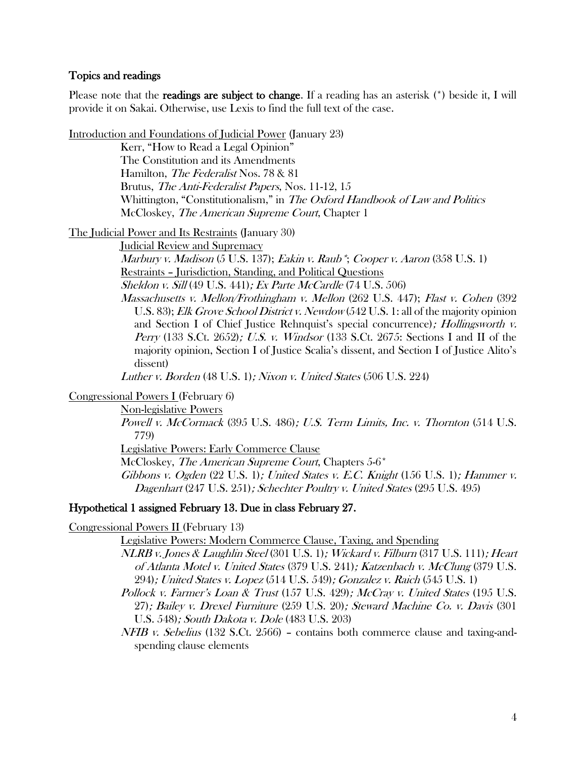## Topics and readings

Please note that the **readings are subject to change**. If a reading has an asterisk (*) beside it, I will provide it on Sakai. Otherwise, use Lexis to find the full text of the case.

<u>Introduction and Foundations of Judicial Power</u> (January 23)

Kerr, "How to Read a Legal Opinion"
The Constitution and its Amendments
Hamilton, *The Federalist* Nos. 78 & 81
Brutus, *The Anti-Federalist Papers*, Nos. 11-12, 15
Whittington, "Constitutionalism," in *The Oxford Handbook of Law and Politics*
McCloskey, *The American Supreme Court*, Chapter 1

<u>The Judicial Power and Its Restraints</u> (January 30)

<u>Judicial Review and Supremacy</u>
*Marbury v. Madison* (5 U.S. 137); *Eakin v. Raub**; *Cooper v. Aaron* (358 U.S. 1)
<u>Restraints – Jurisdiction, Standing, and Political Questions</u>
*Sheldon v. Sill* (49 U.S. 441); *Ex Parte McCardle* (74 U.S. 506)
*Massachusetts v. Mellon/Frothingham v. Mellon* (262 U.S. 447); *Flast v. Cohen* (392 U.S. 83); *Elk Grove School District v. Newdow* (542 U.S. 1: all of the majority opinion and Section I of Chief Justice Rehnquist's special concurrence); *Hollingsworth v. Perry* (133 S.Ct. 2652); *U.S. v. Windsor* (133 S.Ct. 2675: Sections I and II of the majority opinion, Section I of Justice Scalia's dissent, and Section I of Justice Alito's dissent)
*Luther v. Borden* (48 U.S. 1); *Nixon v. United States* (506 U.S. 224)

<u>Congressional Powers I</u> (February 6)

<u>Non-legislative Powers</u>
*Powell v. McCormack* (395 U.S. 486); *U.S. Term Limits, Inc. v. Thornton* (514 U.S. 779)
<u>Legislative Powers: Early Commerce Clause</u>
McCloskey, *The American Supreme Court*, Chapters 5-6*
*Gibbons v. Ogden* (22 U.S. 1); *United States v. E.C. Knight* (156 U.S. 1); *Hammer v. Dagenhart* (247 U.S. 251); *Schechter Poultry v. United States* (295 U.S. 495)

**Hypothetical 1 assigned February 13. Due in class February 27.**

<u>Congressional Powers II</u> (February 13)

<u>Legislative Powers: Modern Commerce Clause, Taxing, and Spending</u>
*NLRB v. Jones & Laughlin Steel* (301 U.S. 1); *Wickard v. Filburn* (317 U.S. 111); *Heart of Atlanta Motel v. United States* (379 U.S. 241); *Katzenbach v. McClung* (379 U.S. 294); *United States v. Lopez* (514 U.S. 549); *Gonzalez v. Raich* (545 U.S. 1)
*Pollock v. Farmer's Loan & Trust* (157 U.S. 429); *McCray v. United States* (195 U.S. 27); *Bailey v. Drexel Furniture* (259 U.S. 20); *Steward Machine Co. v. Davis* (301 U.S. 548); *South Dakota v. Dole* (483 U.S. 203)
*NFIB v. Sebelius* (132 S.Ct. 2566) – contains both commerce clause and taxing-and-spending clause elements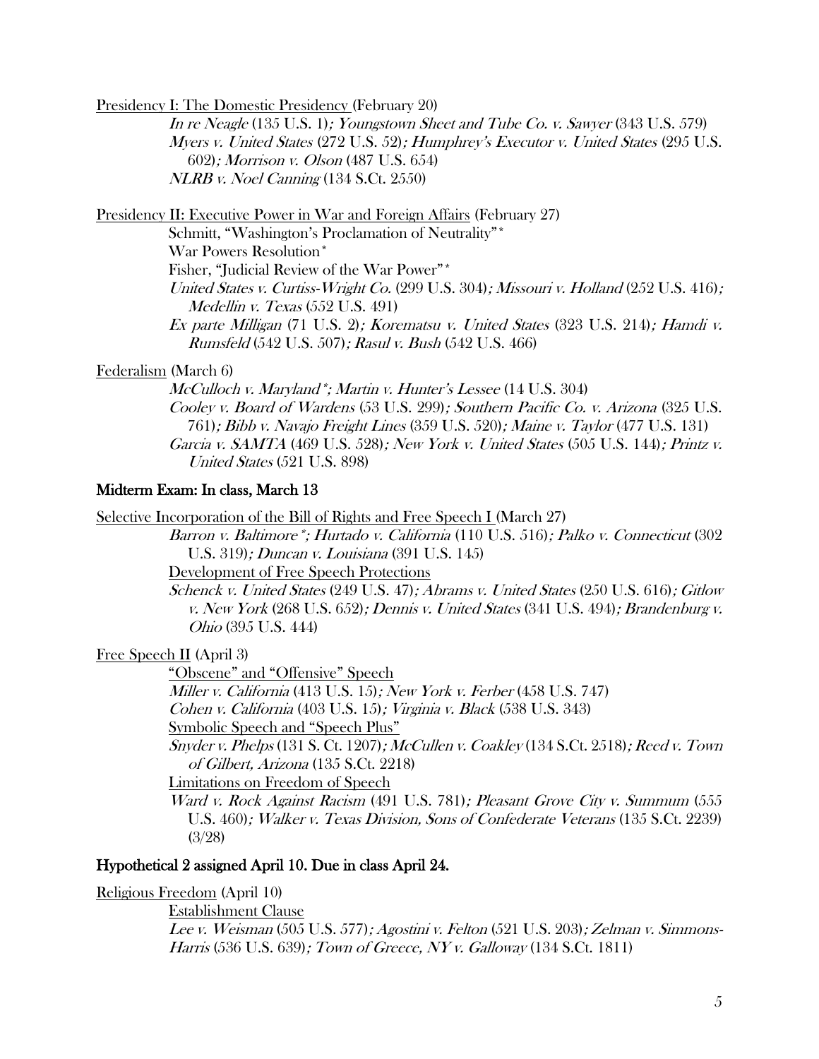Presidency I: The Domestic Presidency (February 20)

*In re Neagle* (135 U.S. 1); *Youngstown Sheet and Tube Co. v. Sawyer* (343 U.S. 579)
*Myers v. United States* (272 U.S. 52); *Humphrey's Executor v. United States* (295 U.S. 602); *Morrison v. Olson* (487 U.S. 654)
*NLRB v. Noel Canning* (134 S.Ct. 2550)

Presidency II: Executive Power in War and Foreign Affairs (February 27)

Schmitt, "Washington's Proclamation of Neutrality"*
War Powers Resolution*
Fisher, "Judicial Review of the War Power"*
*United States v. Curtiss-Wright Co.* (299 U.S. 304); *Missouri v. Holland* (252 U.S. 416); *Medellin v. Texas* (552 U.S. 491)
*Ex parte Milligan* (71 U.S. 2); *Korematsu v. United States* (323 U.S. 214); *Hamdi v. Rumsfeld* (542 U.S. 507); *Rasul v. Bush* (542 U.S. 466)

Federalism (March 6)

*McCulloch v. Maryland**; *Martin v. Hunter's Lessee* (14 U.S. 304)
*Cooley v. Board of Wardens* (53 U.S. 299); *Southern Pacific Co. v. Arizona* (325 U.S. 761); *Bibb v. Navajo Freight Lines* (359 U.S. 520); *Maine v. Taylor* (477 U.S. 131)
*Garcia v. SAMTA* (469 U.S. 528); *New York v. United States* (505 U.S. 144); *Printz v. United States* (521 U.S. 898)

**Midterm Exam: In class, March 13**

Selective Incorporation of the Bill of Rights and Free Speech I (March 27)

*Barron v. Baltimore**; *Hurtado v. California* (110 U.S. 516); *Palko v. Connecticut* (302 U.S. 319); *Duncan v. Louisiana* (391 U.S. 145)
Development of Free Speech Protections
*Schenck v. United States* (249 U.S. 47); *Abrams v. United States* (250 U.S. 616); *Gitlow v. New York* (268 U.S. 652); *Dennis v. United States* (341 U.S. 494); *Brandenburg v. Ohio* (395 U.S. 444)

Free Speech II (April 3)

"Obscene" and "Offensive" Speech
*Miller v. California* (413 U.S. 15); *New York v. Ferber* (458 U.S. 747)
*Cohen v. California* (403 U.S. 15); *Virginia v. Black* (538 U.S. 343)
Symbolic Speech and "Speech Plus"
*Snyder v. Phelps* (131 S. Ct. 1207); *McCullen v. Coakley* (134 S.Ct. 2518); *Reed v. Town of Gilbert, Arizona* (135 S.Ct. 2218)
Limitations on Freedom of Speech
*Ward v. Rock Against Racism* (491 U.S. 781); *Pleasant Grove City v. Summum* (555 U.S. 460); *Walker v. Texas Division, Sons of Confederate Veterans* (135 S.Ct. 2239) (3/28)

**Hypothetical 2 assigned April 10. Due in class April 24.**

Religious Freedom (April 10)

Establishment Clause
*Lee v. Weisman* (505 U.S. 577); *Agostini v. Felton* (521 U.S. 203); *Zelman v. Simmons-Harris* (536 U.S. 639); *Town of Greece, NY v. Galloway* (134 S.Ct. 1811)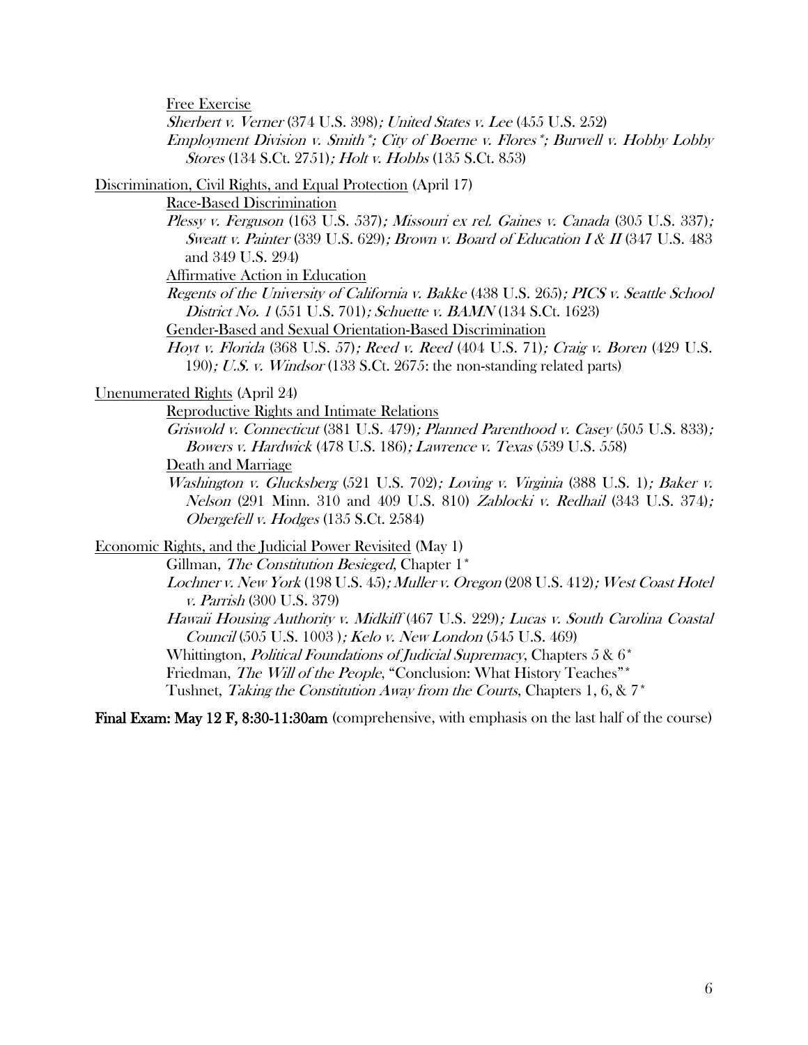Free Exercise

*Sherbert v. Verner* (374 U.S. 398); *United States v. Lee* (455 U.S. 252)
*Employment Division v. Smith*\*; *City of Boerne v. Flores*\*; *Burwell v. Hobby Lobby Stores* (134 S.Ct. 2751); *Holt v. Hobbs* (135 S.Ct. 853)

Discrimination, Civil Rights, and Equal Protection (April 17)

Race-Based Discrimination

*Plessy v. Ferguson* (163 U.S. 537); *Missouri ex rel. Gaines v. Canada* (305 U.S. 337); *Sweatt v. Painter* (339 U.S. 629); *Brown v. Board of Education I & II* (347 U.S. 483 and 349 U.S. 294)

Affirmative Action in Education

*Regents of the University of California v. Bakke* (438 U.S. 265); *PICS v. Seattle School District No. 1* (551 U.S. 701); *Schuette v. BAMN* (134 S.Ct. 1623)

Gender-Based and Sexual Orientation-Based Discrimination

*Hoyt v. Florida* (368 U.S. 57); *Reed v. Reed* (404 U.S. 71); *Craig v. Boren* (429 U.S. 190); *U.S. v. Windsor* (133 S.Ct. 2675: the non-standing related parts)

Unenumerated Rights (April 24)

Reproductive Rights and Intimate Relations

*Griswold v. Connecticut* (381 U.S. 479); *Planned Parenthood v. Casey* (505 U.S. 833); *Bowers v. Hardwick* (478 U.S. 186); *Lawrence v. Texas* (539 U.S. 558)

Death and Marriage

*Washington v. Glucksberg* (521 U.S. 702); *Loving v. Virginia* (388 U.S. 1); *Baker v. Nelson* (291 Minn. 310 and 409 U.S. 810) *Zablocki v. Redhail* (343 U.S. 374); *Obergefell v. Hodges* (135 S.Ct. 2584)

Economic Rights, and the Judicial Power Revisited (May 1)

Gillman, *The Constitution Besieged*, Chapter 1\*
*Lochner v. New York* (198 U.S. 45); *Muller v. Oregon* (208 U.S. 412); *West Coast Hotel v. Parrish* (300 U.S. 379)
*Hawaii Housing Authority v. Midkiff* (467 U.S. 229); *Lucas v. South Carolina Coastal Council* (505 U.S. 1003 ); *Kelo v. New London* (545 U.S. 469)
Whittington, *Political Foundations of Judicial Supremacy*, Chapters 5 & 6\*
Friedman, *The Will of the People*, "Conclusion: What History Teaches"\*
Tushnet, *Taking the Constitution Away from the Courts*, Chapters 1, 6, & 7\*

**Final Exam: May 12 F, 8:30-11:30am** (comprehensive, with emphasis on the last half of the course)